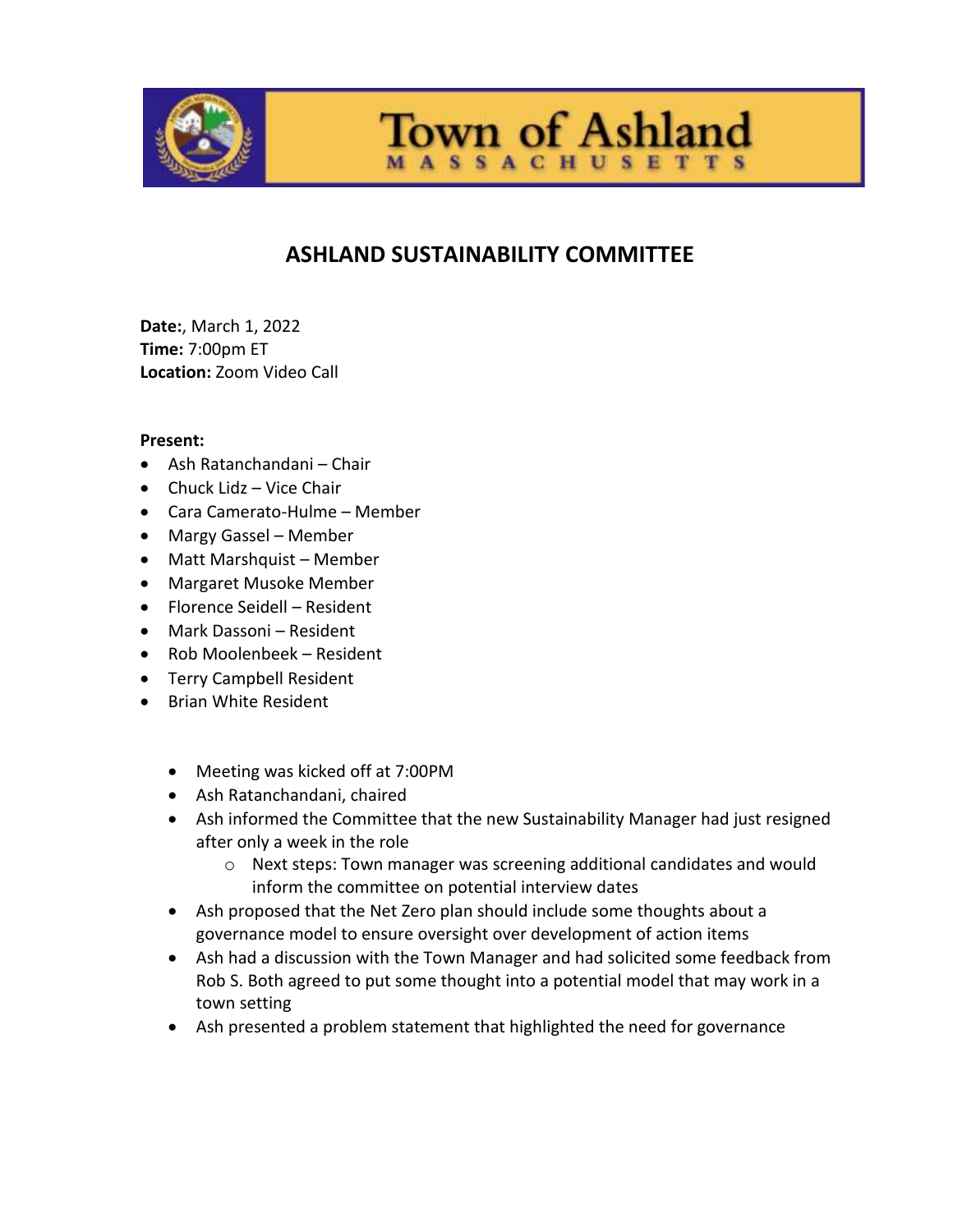# Town of Ashland

MASSACHUSETTS

## ASHLAND SUSTAINABILITY COMMITTEE

**Date:**, March 1, 2022
**Time:** 7:00pm ET
**Location:** Zoom Video Call

**Present:**

- Ash Ratanchandani – Chair
- Chuck Lidz – Vice Chair
- Cara Camerato-Hulme – Member
- Margy Gassel – Member
- Matt Marshquist – Member
- Margaret Musoke Member
- Florence Seidell – Resident
- Mark Dassoni – Resident
- Rob Moolenbeek – Resident
- Terry Campbell Resident
- Brian White Resident

- Meeting was kicked off at 7:00PM
- Ash Ratanchandani, chaired
- Ash informed the Committee that the new Sustainability Manager had just resigned after only a week in the role
    - Next steps: Town manager was screening additional candidates and would inform the committee on potential interview dates
- Ash proposed that the Net Zero plan should include some thoughts about a governance model to ensure oversight over development of action items
- Ash had a discussion with the Town Manager and had solicited some feedback from Rob S. Both agreed to put some thought into a potential model that may work in a town setting
- Ash presented a problem statement that highlighted the need for governance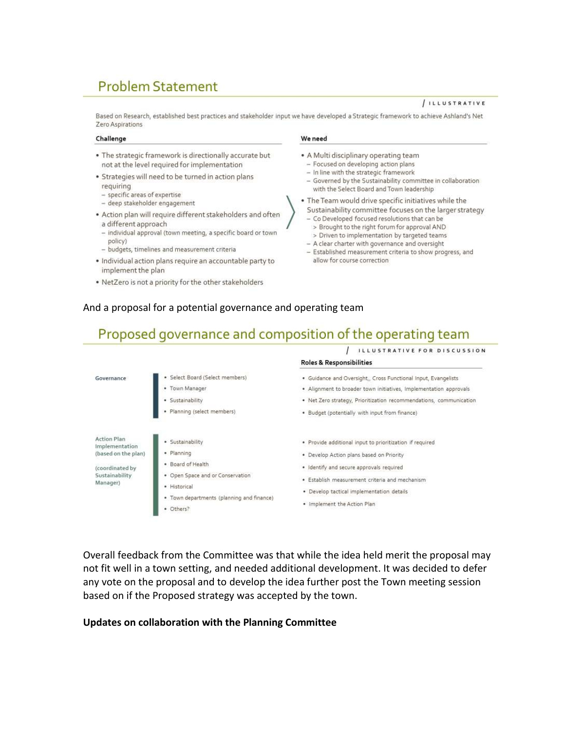## Problem Statement

/ ILLUSTRATIVE

Based on Research, established best practices and stakeholder input we have developed a Strategic framework to achieve Ashland's Net Zero Aspirations

**Challenge**

- The strategic framework is directionally accurate but not at the level required for implementation
- Strategies will need to be turned in action plans requiring
  - specific areas of expertise
  - deep stakeholder engagement
- Action plan will require different stakeholders and often a different approach
  - individual approval (town meeting, a specific board or town policy)
  - budgets, timelines and measurement criteria
- Individual action plans require an accountable party to implement the plan
- NetZero is not a priority for the other stakeholders

**We need**

- A Multi disciplinary operating team
  - Focused on developing action plans
  - In line with the strategic framework
  - Governed by the Sustainability committee in collaboration with the Select Board and Town leadership
- The Team would drive specific initiatives while the Sustainability committee focuses on the larger strategy
  - Co Developed focused resolutions that can be
    - > Brought to the right forum for approval AND
    - > Driven to implementation by targeted teams
  - A clear charter with governance and oversight
  - Established measurement criteria to show progress, and allow for course correction

And a proposal for a potential governance and operating team

## Proposed governance and composition of the operating team

/ ILLUSTRATIVE FOR DISCUSSION

| | | Roles & Responsibilities |
|---|---|---|
| Governance | • Select Board (Select members)<br>• Town Manager<br>• Sustainability<br>• Planning (select members) | • Guidance and Oversight,, Cross Functional Input, Evangelists<br>• Alignment to broader town initiatives, Implementation approvals<br>• Net Zero strategy, Prioritization recommendations, communication<br>• Budget (potentially with input from finance) |
| Action Plan Implementation (based on the plan)<br><br>(coordinated by Sustainability Manager) | • Sustainability<br>• Planning<br>• Board of Health<br>• Open Space and or Conservation<br>• Historical<br>• Town departments (planning and finance)<br>• Others? | • Provide additional input to prioritization if required<br>• Develop Action plans based on Priority<br>• Identify and secure approvals required<br>• Establish measurement criteria and mechanism<br>• Develop tactical implementation details<br>• Implement the Action Plan |

Overall feedback from the Committee was that while the idea held merit the proposal may not fit well in a town setting, and needed additional development. It was decided to defer any vote on the proposal and to develop the idea further post the Town meeting session based on if the Proposed strategy was accepted by the town.

**Updates on collaboration with the Planning Committee**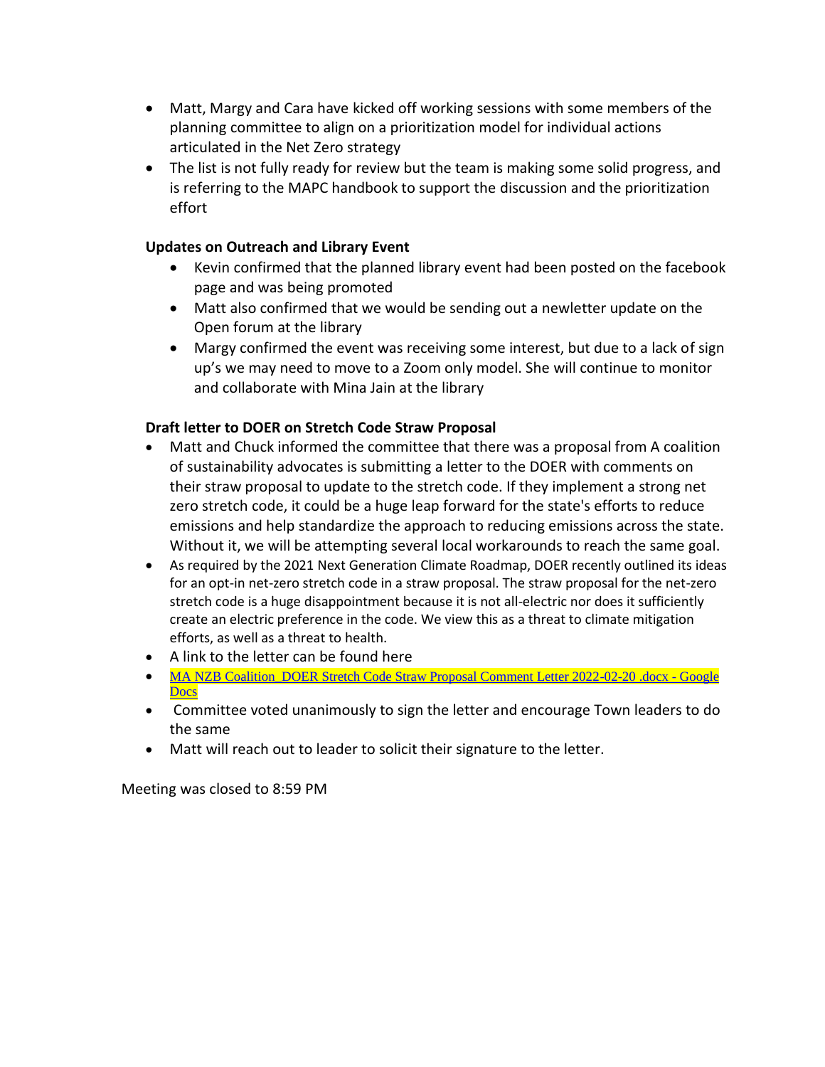- Matt, Margy and Cara have kicked off working sessions with some members of the planning committee to align on a prioritization model for individual actions articulated in the Net Zero strategy
- The list is not fully ready for review but the team is making some solid progress, and is referring to the MAPC handbook to support the discussion and the prioritization effort

**Updates on Outreach and Library Event**

- Kevin confirmed that the planned library event had been posted on the facebook page and was being promoted
- Matt also confirmed that we would be sending out a newletter update on the Open forum at the library
- Margy confirmed the event was receiving some interest, but due to a lack of sign up's we may need to move to a Zoom only model. She will continue to monitor and collaborate with Mina Jain at the library

**Draft letter to DOER on Stretch Code Straw Proposal**

- Matt and Chuck informed the committee that there was a proposal from A coalition of sustainability advocates is submitting a letter to the DOER with comments on their straw proposal to update to the stretch code. If they implement a strong net zero stretch code, it could be a huge leap forward for the state's efforts to reduce emissions and help standardize the approach to reducing emissions across the state. Without it, we will be attempting several local workarounds to reach the same goal.
- As required by the 2021 Next Generation Climate Roadmap, DOER recently outlined its ideas for an opt-in net-zero stretch code in a straw proposal. The straw proposal for the net-zero stretch code is a huge disappointment because it is not all-electric nor does it sufficiently create an electric preference in the code. We view this as a threat to climate mitigation efforts, as well as a threat to health.
- A link to the letter can be found here
- MA NZB Coalition_DOER Stretch Code Straw Proposal Comment Letter 2022-02-20 .docx - Google Docs
- Committee voted unanimously to sign the letter and encourage Town leaders to do the same
- Matt will reach out to leader to solicit their signature to the letter.

Meeting was closed to 8:59 PM